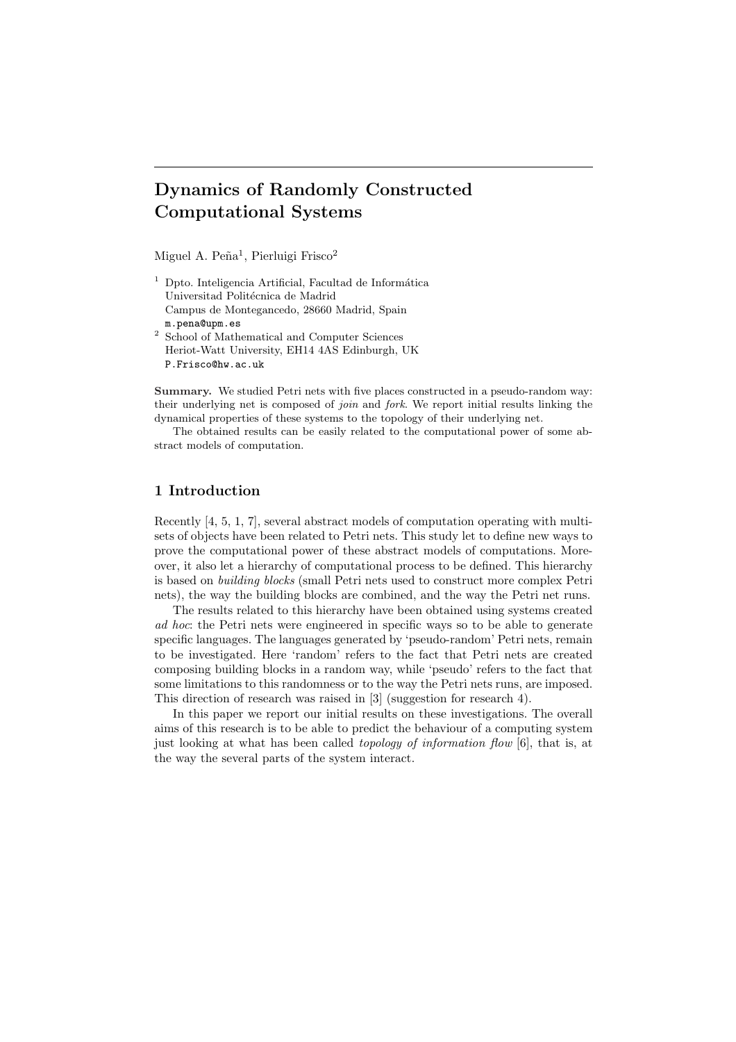# Dynamics of Randomly Constructed Computational Systems

Miguel A. Peña[1], Pierluigi Frisco[2]

[1] Dpto. Inteligencia Artificial, Facultad de Informática
Universitad Politécnica de Madrid
Campus de Montegancedo, 28660 Madrid, Spain
m.pena@upm.es

[2] School of Mathematical and Computer Sciences
Heriot-Watt University, EH14 4AS Edinburgh, UK
P.Frisco@hw.ac.uk

**Summary.** We studied Petri nets with five places constructed in a pseudo-random way: their underlying net is composed of *join* and *fork*. We report initial results linking the dynamical properties of these systems to the topology of their underlying net.

The obtained results can be easily related to the computational power of some abstract models of computation.

## 1 Introduction

Recently [4, 5, 1, 7], several abstract models of computation operating with multisets of objects have been related to Petri nets. This study let to define new ways to prove the computational power of these abstract models of computations. Moreover, it also let a hierarchy of computational process to be defined. This hierarchy is based on *building blocks* (small Petri nets used to construct more complex Petri nets), the way the building blocks are combined, and the way the Petri net runs.

The results related to this hierarchy have been obtained using systems created *ad hoc*: the Petri nets were engineered in specific ways so to be able to generate specific languages. The languages generated by 'pseudo-random' Petri nets, remain to be investigated. Here 'random' refers to the fact that Petri nets are created composing building blocks in a random way, while 'pseudo' refers to the fact that some limitations to this randomness or to the way the Petri nets runs, are imposed. This direction of research was raised in [3] (suggestion for research 4).

In this paper we report our initial results on these investigations. The overall aims of this research is to be able to predict the behaviour of a computing system just looking at what has been called *topology of information flow* [6], that is, at the way the several parts of the system interact.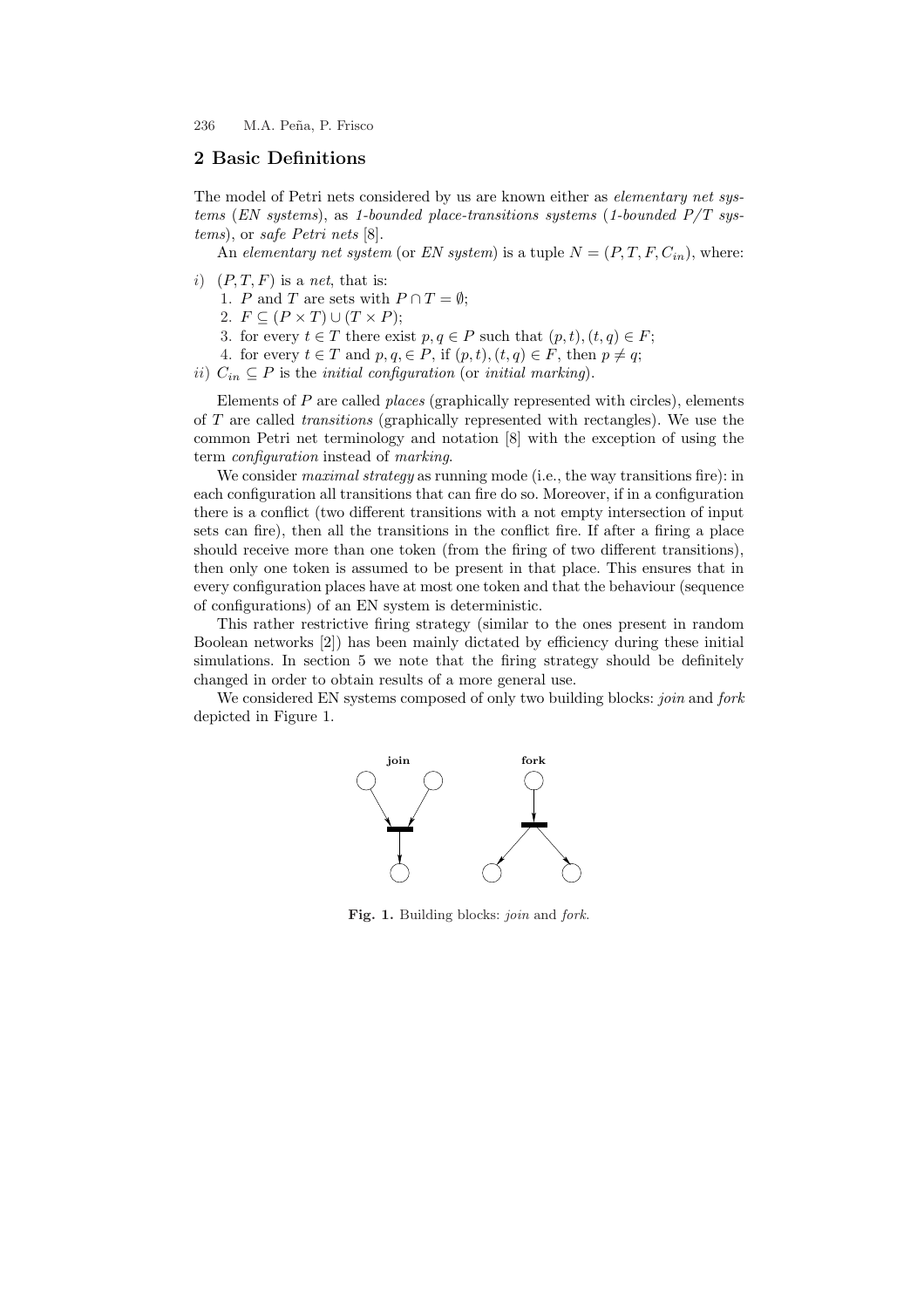## 2 Basic Definitions

The model of Petri nets considered by us are known either as *elementary net systems* (*EN systems*), as *1-bounded place-transitions systems* (*1-bounded P/T systems*), or *safe Petri nets* [8].

An *elementary net system* (or *EN system*) is a tuple $N = (P, T, F, C_{in})$, where:

*i*) $(P, T, F)$ is a *net*, that is:
   1. $P$ and $T$ are sets with $P \cap T = \emptyset$;
   2. $F \subseteq (P \times T) \cup (T \times P)$;
   3. for every $t \in T$ there exist $p, q \in P$ such that $(p, t), (t, q) \in F$;
   4. for every $t \in T$ and $p, q, \in P$, if $(p, t), (t, q) \in F$, then $p \neq q$;

*ii*) $C_{in} \subseteq P$ is the *initial configuration* (or *initial marking*).

Elements of $P$ are called *places* (graphically represented with circles), elements of $T$ are called *transitions* (graphically represented with rectangles). We use the common Petri net terminology and notation [8] with the exception of using the term *configuration* instead of *marking*.

We consider *maximal strategy* as running mode (i.e., the way transitions fire): in each configuration all transitions that can fire do so. Moreover, if in a configuration there is a conflict (two different transitions with a not empty intersection of input sets can fire), then all the transitions in the conflict fire. If after a firing a place should receive more than one token (from the firing of two different transitions), then only one token is assumed to be present in that place. This ensures that in every configuration places have at most one token and that the behaviour (sequence of configurations) of an EN system is deterministic.

This rather restrictive firing strategy (similar to the ones present in random Boolean networks [2]) has been mainly dictated by efficiency during these initial simulations. In section 5 we note that the firing strategy should be definitely changed in order to obtain results of a more general use.

We considered EN systems composed of only two building blocks: *join* and *fork* depicted in Figure 1.

**Fig. 1.** Building blocks: *join* and *fork*.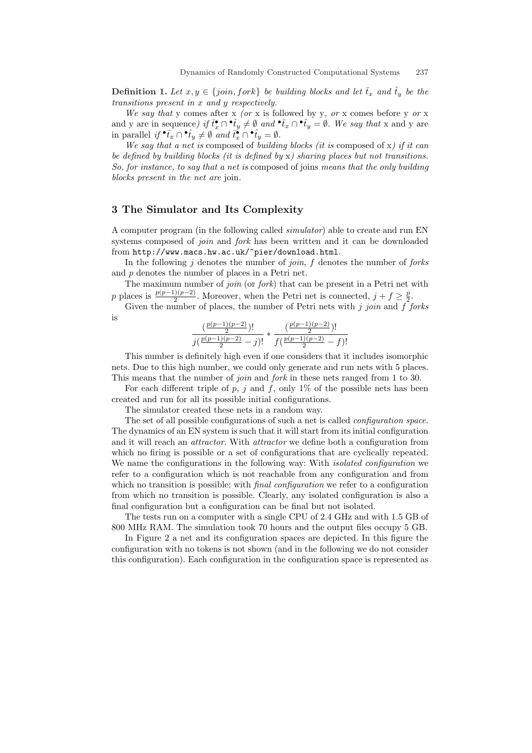**Definition 1.** *Let $x, y \in \{join, fork\}$ be building blocks and let $\bar{t}_x$ and $\hat{t}_y$ be the transitions present in $x$ and $y$ respectively.*

*We say that* y comes after x *(or* x is followed by y*, or* x comes before y *or* x and y are in sequence*) if $\bar{t}_x^{\bullet} \cap {}^{\bullet}\hat{t}_y \neq \emptyset$ and ${}^{\bullet}\bar{t}_x \cap {}^{\bullet}\hat{t}_y = \emptyset$. We say that* x and y are in parallel *if ${}^{\bullet}\bar{t}_x \cap {}^{\bullet}\hat{t}_y \neq \emptyset$ and $\bar{t}_x^{\bullet} \cap {}^{\bullet}\hat{t}_y = \emptyset$.*

*We say that a net is* composed of *building blocks (it is* composed of x*) if it can be defined by building blocks (it is defined by* x*) sharing places but not transitions. So, for instance, to say that a net is* composed of joins *means that the only building blocks present in the net are* join*.*

## 3 The Simulator and Its Complexity

A computer program (in the following called *simulator*) able to create and run EN systems composed of *join* and *fork* has been written and it can be downloaded from http://www.macs.hw.ac.uk/~pier/download.html.

In the following $j$ denotes the number of *join*, $f$ denotes the number of *forks* and $p$ denotes the number of places in a Petri net.

The maximum number of *join* (or *fork*) that can be present in a Petri net with $p$ places is $\frac{p(p-1)(p-2)}{2}$. Moreover, when the Petri net is connected, $j + f \geq \frac{p}{2}$.

Given the number of places, the number of Petri nets with $j$ *join* and $f$ *forks* is

$$\frac{(\frac{p(p-1)(p-2)}{2})!}{j(\frac{p(p-1)(p-2)}{2} - j)!} * \frac{(\frac{p(p-1)(p-2)}{2})!}{f(\frac{p(p-1)(p-2)}{2} - f)!}$$

This number is definitely high even if one considers that it includes isomorphic nets. Due to this high number, we could only generate and run nets with 5 places. This means that the number of *join* and *fork* in these nets ranged from 1 to 30.

For each different triple of $p$, $j$ and $f$, only 1% of the possible nets has been created and run for all its possible initial configurations.

The simulator created these nets in a random way.

The set of all possible configurations of such a net is called *configuration space*. The dynamics of an EN system is such that it will start from its initial configuration and it will reach an *attractor*. With *attractor* we define both a configuration from which no firing is possible or a set of configurations that are cyclically repeated. We name the configurations in the following way: With *isolated configuration* we refer to a configuration which is not reachable from any configuration and from which no transition is possible; with *final configuration* we refer to a configuration from which no transition is possible. Clearly, any isolated configuration is also a final configuration but a configuration can be final but not isolated.

The tests run on a computer with a single CPU of 2.4 GHz and with 1.5 GB of 800 MHz RAM. The simulation took 70 hours and the output files occupy 5 GB.

In Figure 2 a net and its configuration spaces are depicted. In this figure the configuration with no tokens is not shown (and in the following we do not consider this configuration). Each configuration in the configuration space is represented as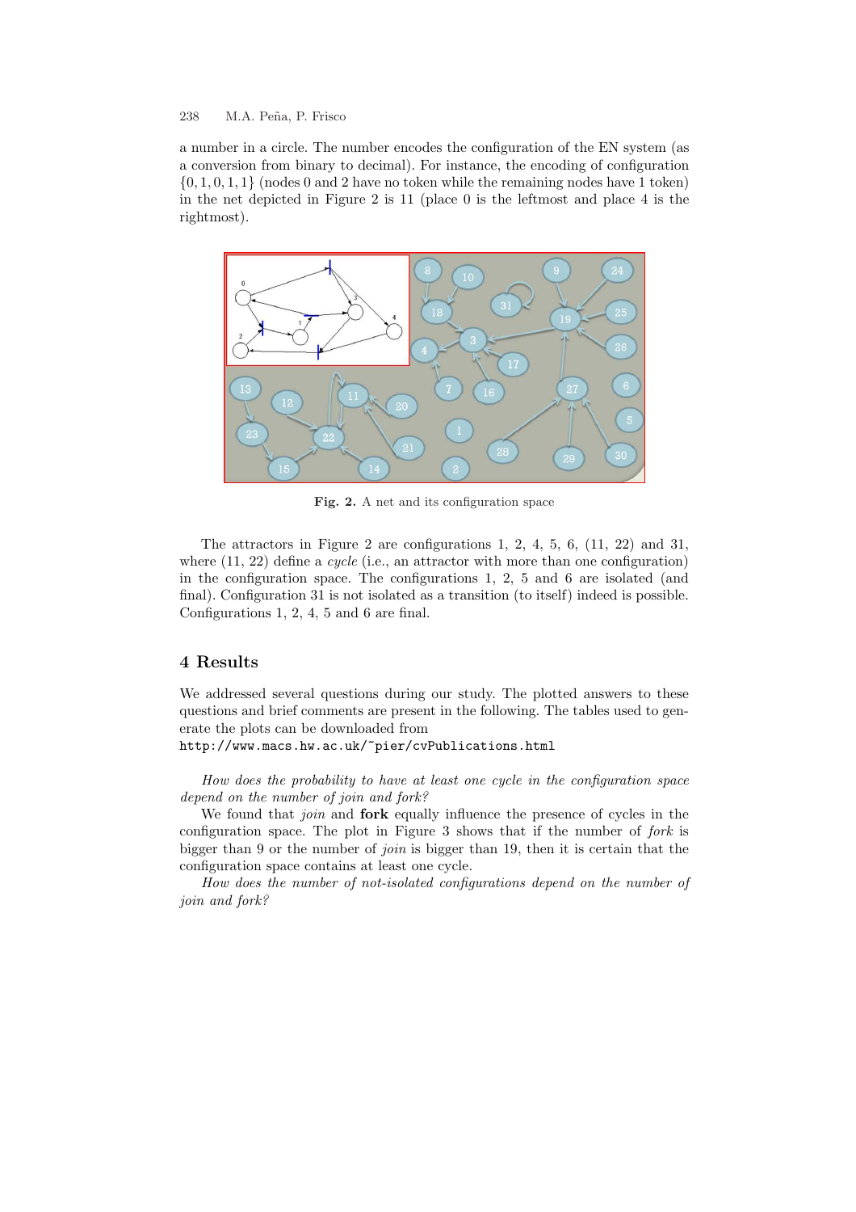a number in a circle. The number encodes the configuration of the EN system (as a conversion from binary to decimal). For instance, the encoding of configuration $\{0, 1, 0, 1, 1\}$ (nodes 0 and 2 have no token while the remaining nodes have 1 token) in the net depicted in Figure 2 is 11 (place 0 is the leftmost and place 4 is the rightmost).

**Fig. 2.** A net and its configuration space

The attractors in Figure 2 are configurations 1, 2, 4, 5, 6, (11, 22) and 31, where (11, 22) define a *cycle* (i.e., an attractor with more than one configuration) in the configuration space. The configurations 1, 2, 5 and 6 are isolated (and final). Configuration 31 is not isolated as a transition (to itself) indeed is possible. Configurations 1, 2, 4, 5 and 6 are final.

## 4 Results

We addressed several questions during our study. The plotted answers to these questions and brief comments are present in the following. The tables used to generate the plots can be downloaded from
`http://www.macs.hw.ac.uk/~pier/cvPublications.html`

*How does the probability to have at least one cycle in the configuration space depend on the number of join and fork?*

We found that *join* and **fork** equally influence the presence of cycles in the configuration space. The plot in Figure 3 shows that if the number of *fork* is bigger than 9 or the number of *join* is bigger than 19, then it is certain that the configuration space contains at least one cycle.

*How does the number of not-isolated configurations depend on the number of join and fork?*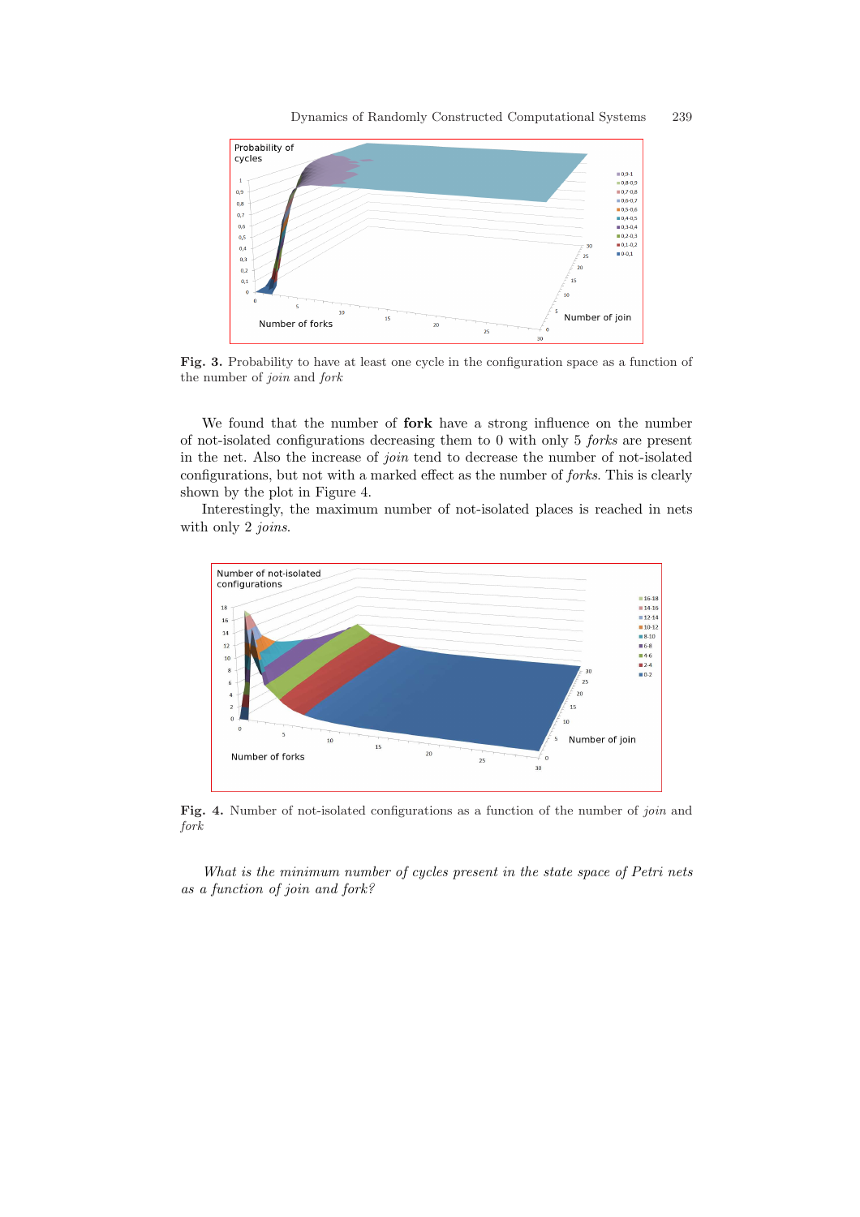**Fig. 3.** Probability to have at least one cycle in the configuration space as a function of the number of *join* and *fork*

We found that the number of **fork** have a strong influence on the number of not-isolated configurations decreasing them to 0 with only 5 *forks* are present in the net. Also the increase of *join* tend to decrease the number of not-isolated configurations, but not with a marked effect as the number of *forks*. This is clearly shown by the plot in Figure 4.

Interestingly, the maximum number of not-isolated places is reached in nets with only 2 *joins*.

**Fig. 4.** Number of not-isolated configurations as a function of the number of *join* and *fork*

*What is the minimum number of cycles present in the state space of Petri nets as a function of join and fork?*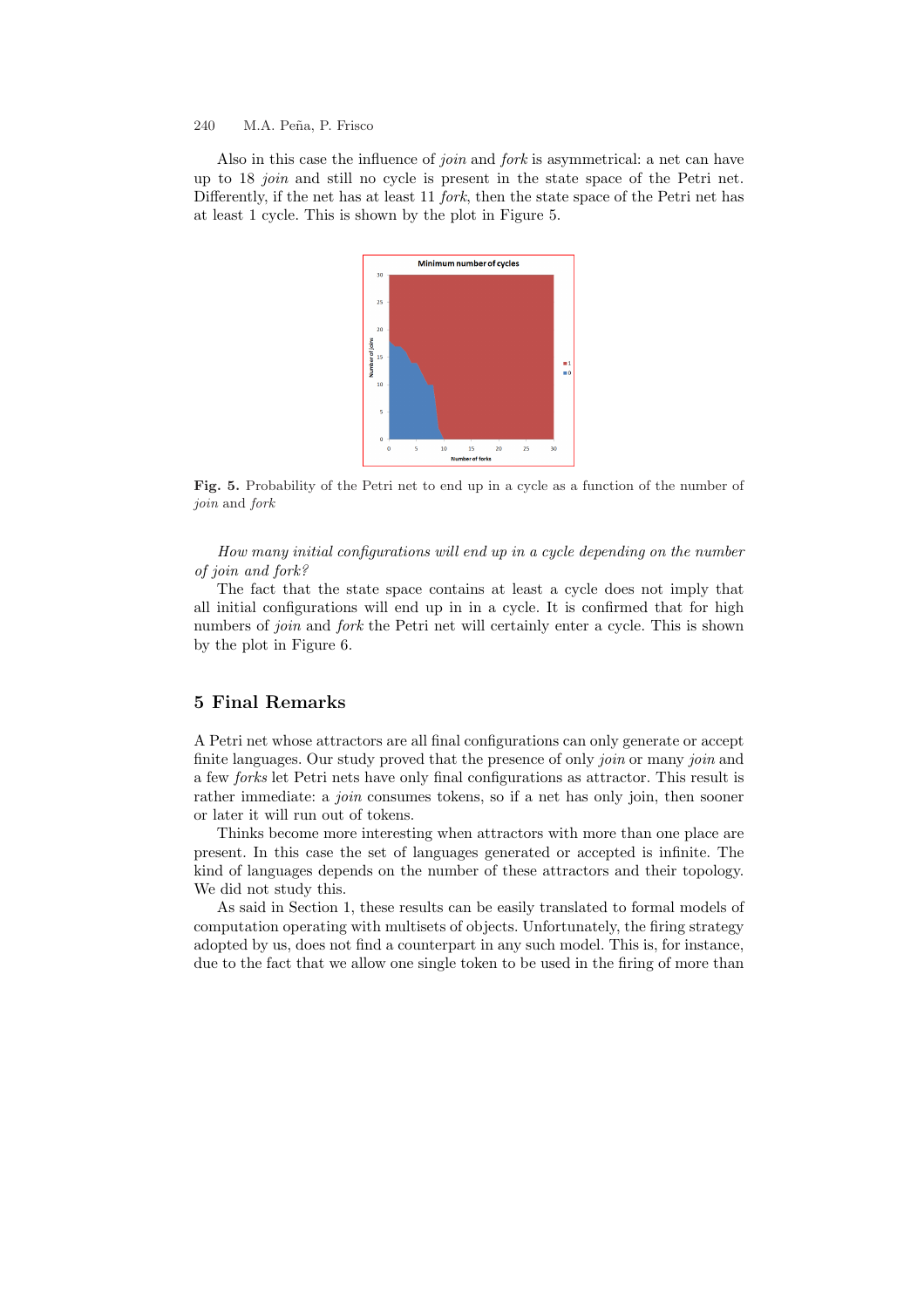Also in this case the influence of *join* and *fork* is asymmetrical: a net can have up to 18 *join* and still no cycle is present in the state space of the Petri net. Differently, if the net has at least 11 *fork*, then the state space of the Petri net has at least 1 cycle. This is shown by the plot in Figure 5.

**Fig. 5.** Probability of the Petri net to end up in a cycle as a function of the number of *join* and *fork*

*How many initial configurations will end up in a cycle depending on the number of join and fork?*

The fact that the state space contains at least a cycle does not imply that all initial configurations will end up in in a cycle. It is confirmed that for high numbers of *join* and *fork* the Petri net will certainly enter a cycle. This is shown by the plot in Figure 6.

## 5 Final Remarks

A Petri net whose attractors are all final configurations can only generate or accept finite languages. Our study proved that the presence of only *join* or many *join* and a few *forks* let Petri nets have only final configurations as attractor. This result is rather immediate: a *join* consumes tokens, so if a net has only join, then sooner or later it will run out of tokens.

Thinks become more interesting when attractors with more than one place are present. In this case the set of languages generated or accepted is infinite. The kind of languages depends on the number of these attractors and their topology. We did not study this.

As said in Section 1, these results can be easily translated to formal models of computation operating with multisets of objects. Unfortunately, the firing strategy adopted by us, does not find a counterpart in any such model. This is, for instance, due to the fact that we allow one single token to be used in the firing of more than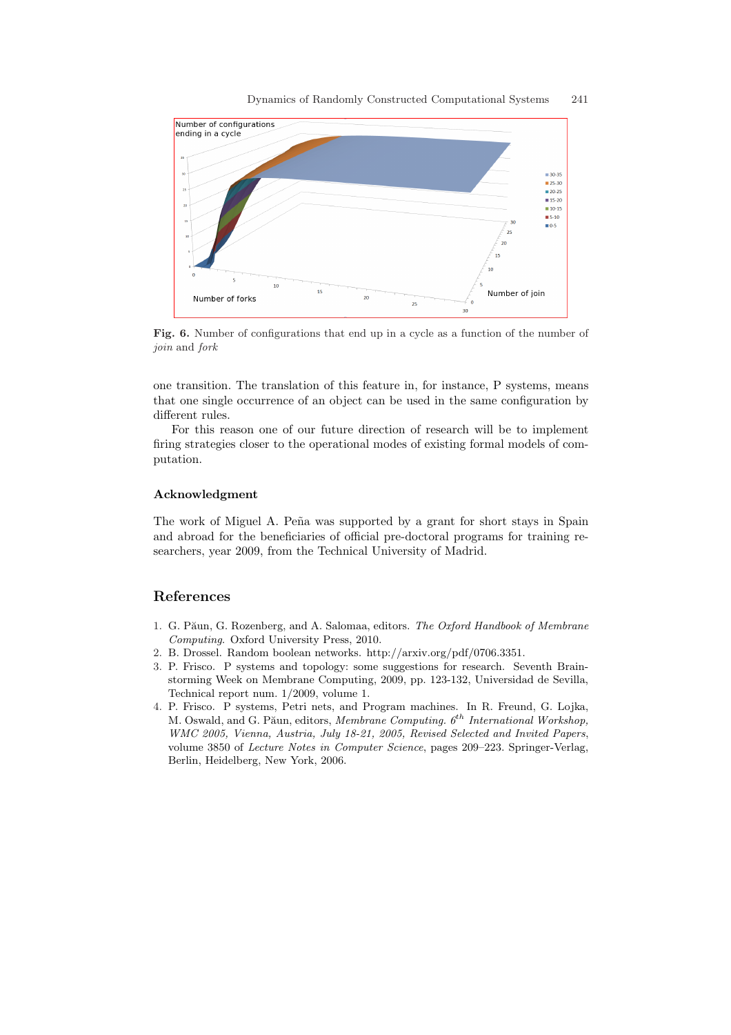**Fig. 6.** Number of configurations that end up in a cycle as a function of the number of *join* and *fork*

one transition. The translation of this feature in, for instance, P systems, means that one single occurrence of an object can be used in the same configuration by different rules.

For this reason one of our future direction of research will be to implement firing strategies closer to the operational modes of existing formal models of computation.

### Acknowledgment

The work of Miguel A. Peña was supported by a grant for short stays in Spain and abroad for the beneficiaries of official pre-doctoral programs for training researchers, year 2009, from the Technical University of Madrid.

## References

1. G. Păun, G. Rozenberg, and A. Salomaa, editors. *The Oxford Handbook of Membrane Computing*. Oxford University Press, 2010.
2. B. Drossel. Random boolean networks. http://arxiv.org/pdf/0706.3351.
3. P. Frisco. P systems and topology: some suggestions for research. Seventh Brainstorming Week on Membrane Computing, 2009, pp. 123-132, Universidad de Sevilla, Technical report num. 1/2009, volume 1.
4. P. Frisco. P systems, Petri nets, and Program machines. In R. Freund, G. Lojka, M. Oswald, and G. Păun, editors, *Membrane Computing. $6^{th}$ International Workshop, WMC 2005, Vienna, Austria, July 18-21, 2005, Revised Selected and Invited Papers*, volume 3850 of *Lecture Notes in Computer Science*, pages 209–223. Springer-Verlag, Berlin, Heidelberg, New York, 2006.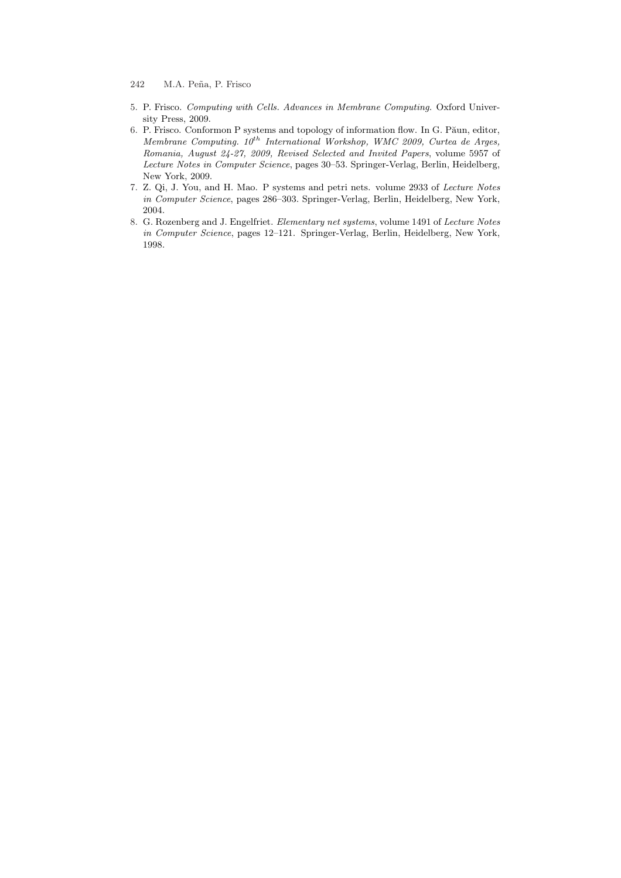5. P. Frisco. *Computing with Cells. Advances in Membrane Computing.* Oxford University Press, 2009.
6. P. Frisco. Conformon P systems and topology of information flow. In G. Păun, editor, *Membrane Computing. 10th International Workshop, WMC 2009, Curtea de Arges, Romania, August 24-27, 2009, Revised Selected and Invited Papers*, volume 5957 of *Lecture Notes in Computer Science*, pages 30–53. Springer-Verlag, Berlin, Heidelberg, New York, 2009.
7. Z. Qi, J. You, and H. Mao. P systems and petri nets. volume 2933 of *Lecture Notes in Computer Science*, pages 286–303. Springer-Verlag, Berlin, Heidelberg, New York, 2004.
8. G. Rozenberg and J. Engelfriet. *Elementary net systems*, volume 1491 of *Lecture Notes in Computer Science*, pages 12–121. Springer-Verlag, Berlin, Heidelberg, New York, 1998.